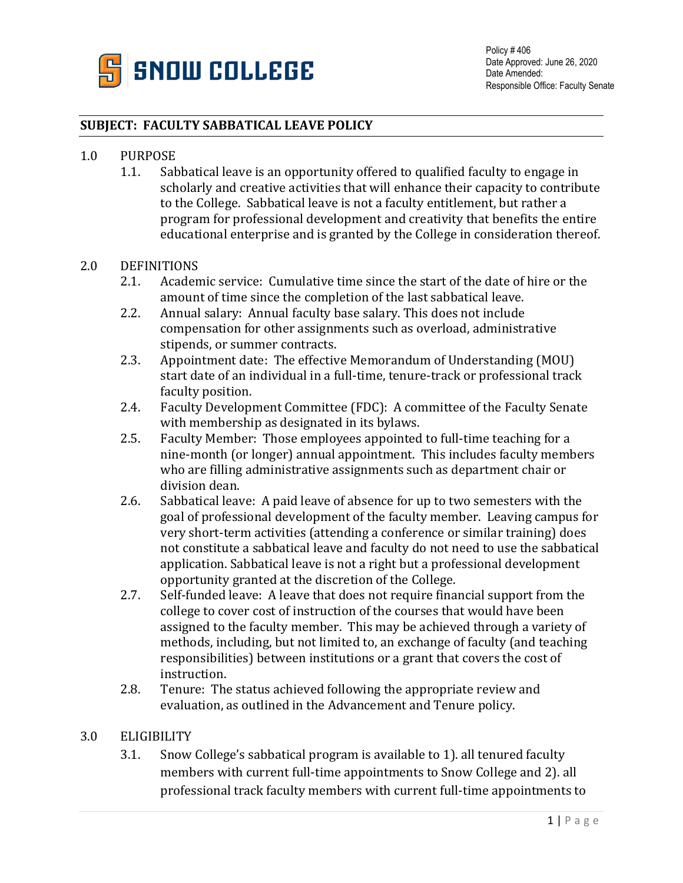Policy # 406
Date Approved: June 26, 2020
Date Amended:
Responsible Office: Faculty Senate

**SUBJECT: FACULTY SABBATICAL LEAVE POLICY**

1.0 PURPOSE

1.1. Sabbatical leave is an opportunity offered to qualified faculty to engage in scholarly and creative activities that will enhance their capacity to contribute to the College. Sabbatical leave is not a faculty entitlement, but rather a program for professional development and creativity that benefits the entire educational enterprise and is granted by the College in consideration thereof.

2.0 DEFINITIONS

2.1. Academic service: Cumulative time since the start of the date of hire or the amount of time since the completion of the last sabbatical leave.

2.2. Annual salary: Annual faculty base salary. This does not include compensation for other assignments such as overload, administrative stipends, or summer contracts.

2.3. Appointment date: The effective Memorandum of Understanding (MOU) start date of an individual in a full-time, tenure-track or professional track faculty position.

2.4. Faculty Development Committee (FDC): A committee of the Faculty Senate with membership as designated in its bylaws.

2.5. Faculty Member: Those employees appointed to full-time teaching for a nine-month (or longer) annual appointment. This includes faculty members who are filling administrative assignments such as department chair or division dean.

2.6. Sabbatical leave: A paid leave of absence for up to two semesters with the goal of professional development of the faculty member. Leaving campus for very short-term activities (attending a conference or similar training) does not constitute a sabbatical leave and faculty do not need to use the sabbatical application. Sabbatical leave is not a right but a professional development opportunity granted at the discretion of the College.

2.7. Self-funded leave: A leave that does not require financial support from the college to cover cost of instruction of the courses that would have been assigned to the faculty member. This may be achieved through a variety of methods, including, but not limited to, an exchange of faculty (and teaching responsibilities) between institutions or a grant that covers the cost of instruction.

2.8. Tenure: The status achieved following the appropriate review and evaluation, as outlined in the Advancement and Tenure policy.

3.0 ELIGIBILITY

3.1. Snow College's sabbatical program is available to 1). all tenured faculty members with current full-time appointments to Snow College and 2). all professional track faculty members with current full-time appointments to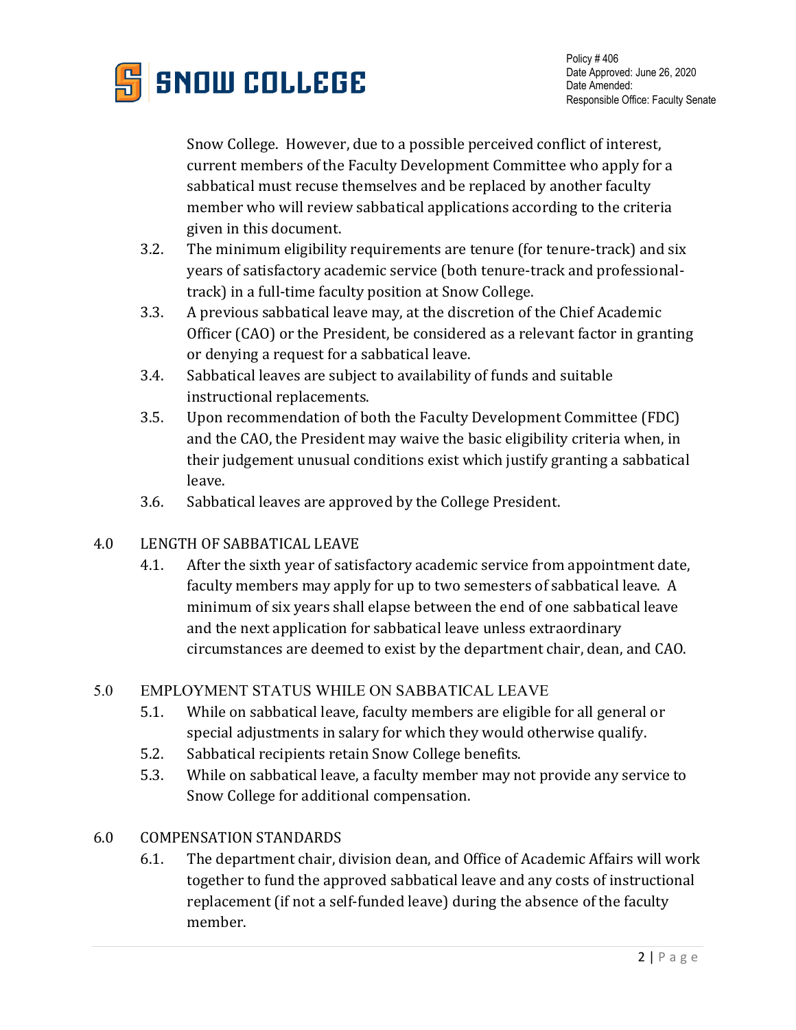Snow College. However, due to a possible perceived conflict of interest, current members of the Faculty Development Committee who apply for a sabbatical must recuse themselves and be replaced by another faculty member who will review sabbatical applications according to the criteria given in this document.

3.2. The minimum eligibility requirements are tenure (for tenure-track) and six years of satisfactory academic service (both tenure-track and professional-track) in a full-time faculty position at Snow College.

3.3. A previous sabbatical leave may, at the discretion of the Chief Academic Officer (CAO) or the President, be considered as a relevant factor in granting or denying a request for a sabbatical leave.

3.4. Sabbatical leaves are subject to availability of funds and suitable instructional replacements.

3.5. Upon recommendation of both the Faculty Development Committee (FDC) and the CAO, the President may waive the basic eligibility criteria when, in their judgement unusual conditions exist which justify granting a sabbatical leave.

3.6. Sabbatical leaves are approved by the College President.

## 4.0 LENGTH OF SABBATICAL LEAVE

4.1. After the sixth year of satisfactory academic service from appointment date, faculty members may apply for up to two semesters of sabbatical leave. A minimum of six years shall elapse between the end of one sabbatical leave and the next application for sabbatical leave unless extraordinary circumstances are deemed to exist by the department chair, dean, and CAO.

## 5.0 EMPLOYMENT STATUS WHILE ON SABBATICAL LEAVE

5.1. While on sabbatical leave, faculty members are eligible for all general or special adjustments in salary for which they would otherwise qualify.

5.2. Sabbatical recipients retain Snow College benefits.

5.3. While on sabbatical leave, a faculty member may not provide any service to Snow College for additional compensation.

## 6.0 COMPENSATION STANDARDS

6.1. The department chair, division dean, and Office of Academic Affairs will work together to fund the approved sabbatical leave and any costs of instructional replacement (if not a self-funded leave) during the absence of the faculty member.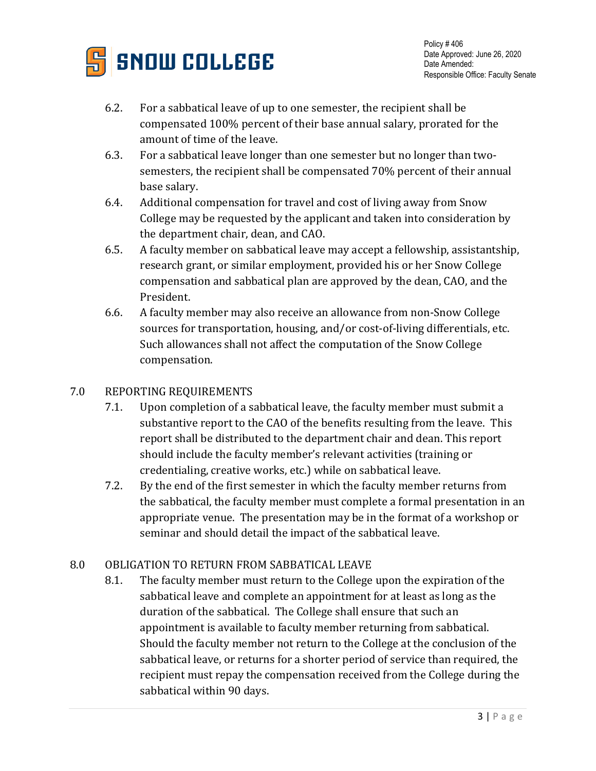6.2. For a sabbatical leave of up to one semester, the recipient shall be compensated 100% percent of their base annual salary, prorated for the amount of time of the leave.

6.3. For a sabbatical leave longer than one semester but no longer than two-semesters, the recipient shall be compensated 70% percent of their annual base salary.

6.4. Additional compensation for travel and cost of living away from Snow College may be requested by the applicant and taken into consideration by the department chair, dean, and CAO.

6.5. A faculty member on sabbatical leave may accept a fellowship, assistantship, research grant, or similar employment, provided his or her Snow College compensation and sabbatical plan are approved by the dean, CAO, and the President.

6.6. A faculty member may also receive an allowance from non-Snow College sources for transportation, housing, and/or cost-of-living differentials, etc. Such allowances shall not affect the computation of the Snow College compensation.

## 7.0 REPORTING REQUIREMENTS

7.1. Upon completion of a sabbatical leave, the faculty member must submit a substantive report to the CAO of the benefits resulting from the leave. This report shall be distributed to the department chair and dean. This report should include the faculty member's relevant activities (training or credentialing, creative works, etc.) while on sabbatical leave.

7.2. By the end of the first semester in which the faculty member returns from the sabbatical, the faculty member must complete a formal presentation in an appropriate venue. The presentation may be in the format of a workshop or seminar and should detail the impact of the sabbatical leave.

## 8.0 OBLIGATION TO RETURN FROM SABBATICAL LEAVE

8.1. The faculty member must return to the College upon the expiration of the sabbatical leave and complete an appointment for at least as long as the duration of the sabbatical. The College shall ensure that such an appointment is available to faculty member returning from sabbatical. Should the faculty member not return to the College at the conclusion of the sabbatical leave, or returns for a shorter period of service than required, the recipient must repay the compensation received from the College during the sabbatical within 90 days.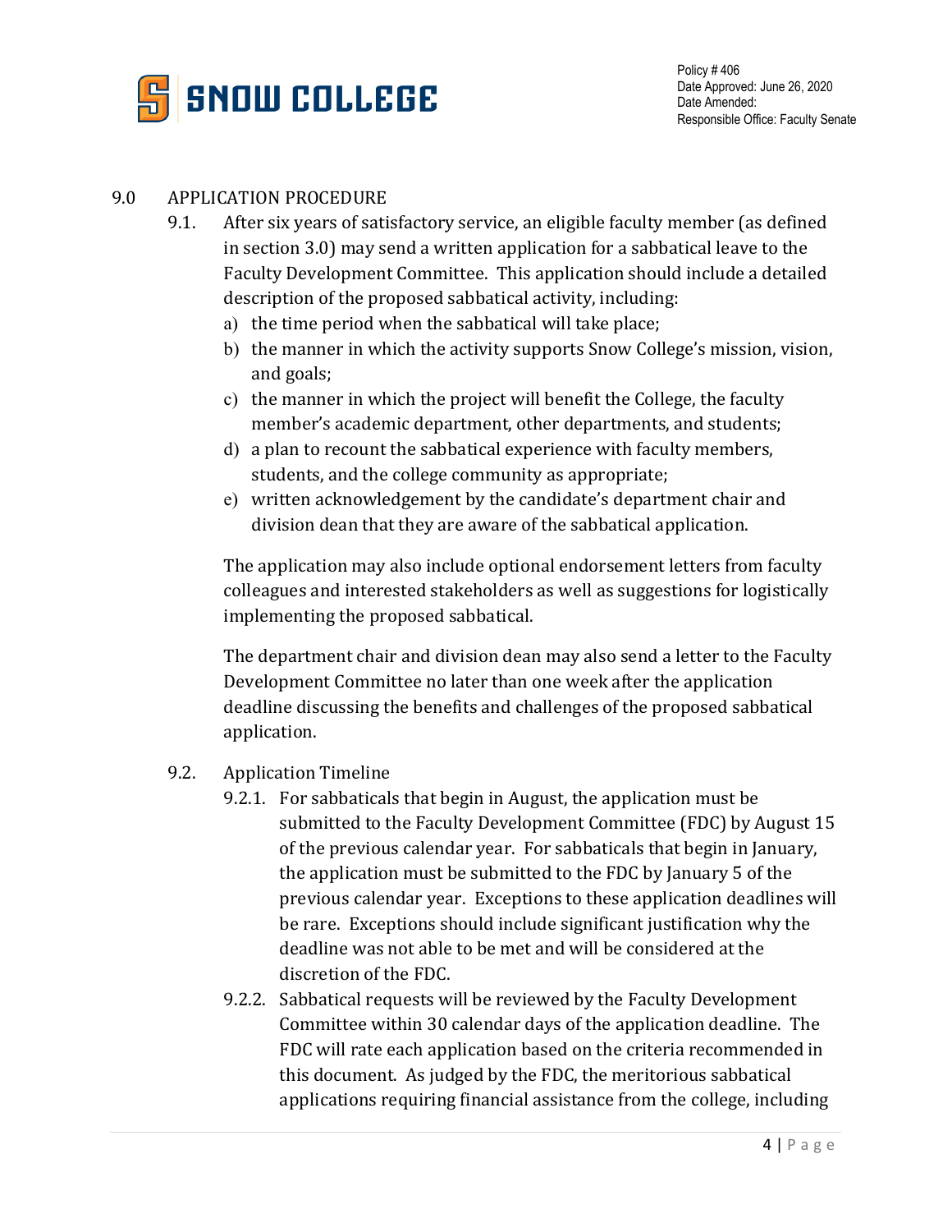## 9.0 APPLICATION PROCEDURE

9.1. After six years of satisfactory service, an eligible faculty member (as defined in section 3.0) may send a written application for a sabbatical leave to the Faculty Development Committee. This application should include a detailed description of the proposed sabbatical activity, including:

a) the time period when the sabbatical will take place;
b) the manner in which the activity supports Snow College's mission, vision, and goals;
c) the manner in which the project will benefit the College, the faculty member's academic department, other departments, and students;
d) a plan to recount the sabbatical experience with faculty members, students, and the college community as appropriate;
e) written acknowledgement by the candidate's department chair and division dean that they are aware of the sabbatical application.

The application may also include optional endorsement letters from faculty colleagues and interested stakeholders as well as suggestions for logistically implementing the proposed sabbatical.

The department chair and division dean may also send a letter to the Faculty Development Committee no later than one week after the application deadline discussing the benefits and challenges of the proposed sabbatical application.

9.2. Application Timeline

9.2.1. For sabbaticals that begin in August, the application must be submitted to the Faculty Development Committee (FDC) by August 15 of the previous calendar year. For sabbaticals that begin in January, the application must be submitted to the FDC by January 5 of the previous calendar year. Exceptions to these application deadlines will be rare. Exceptions should include significant justification why the deadline was not able to be met and will be considered at the discretion of the FDC.

9.2.2. Sabbatical requests will be reviewed by the Faculty Development Committee within 30 calendar days of the application deadline. The FDC will rate each application based on the criteria recommended in this document. As judged by the FDC, the meritorious sabbatical applications requiring financial assistance from the college, including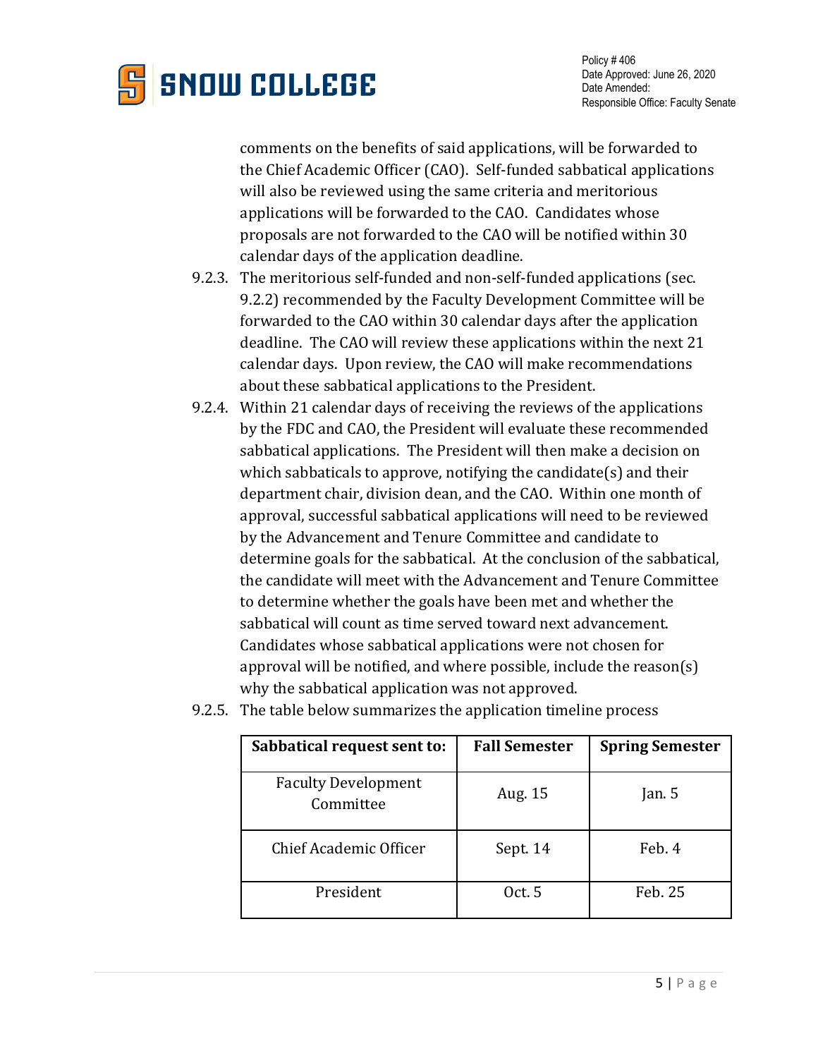comments on the benefits of said applications, will be forwarded to the Chief Academic Officer (CAO). Self-funded sabbatical applications will also be reviewed using the same criteria and meritorious applications will be forwarded to the CAO. Candidates whose proposals are not forwarded to the CAO will be notified within 30 calendar days of the application deadline.

9.2.3. The meritorious self-funded and non-self-funded applications (sec. 9.2.2) recommended by the Faculty Development Committee will be forwarded to the CAO within 30 calendar days after the application deadline. The CAO will review these applications within the next 21 calendar days. Upon review, the CAO will make recommendations about these sabbatical applications to the President.

9.2.4. Within 21 calendar days of receiving the reviews of the applications by the FDC and CAO, the President will evaluate these recommended sabbatical applications. The President will then make a decision on which sabbaticals to approve, notifying the candidate(s) and their department chair, division dean, and the CAO. Within one month of approval, successful sabbatical applications will need to be reviewed by the Advancement and Tenure Committee and candidate to determine goals for the sabbatical. At the conclusion of the sabbatical, the candidate will meet with the Advancement and Tenure Committee to determine whether the goals have been met and whether the sabbatical will count as time served toward next advancement. Candidates whose sabbatical applications were not chosen for approval will be notified, and where possible, include the reason(s) why the sabbatical application was not approved.

9.2.5. The table below summarizes the application timeline process

| Sabbatical request sent to: | Fall Semester | Spring Semester |
|---|---|---|
| Faculty Development Committee | Aug. 15 | Jan. 5 |
| Chief Academic Officer | Sept. 14 | Feb. 4 |
| President | Oct. 5 | Feb. 25 |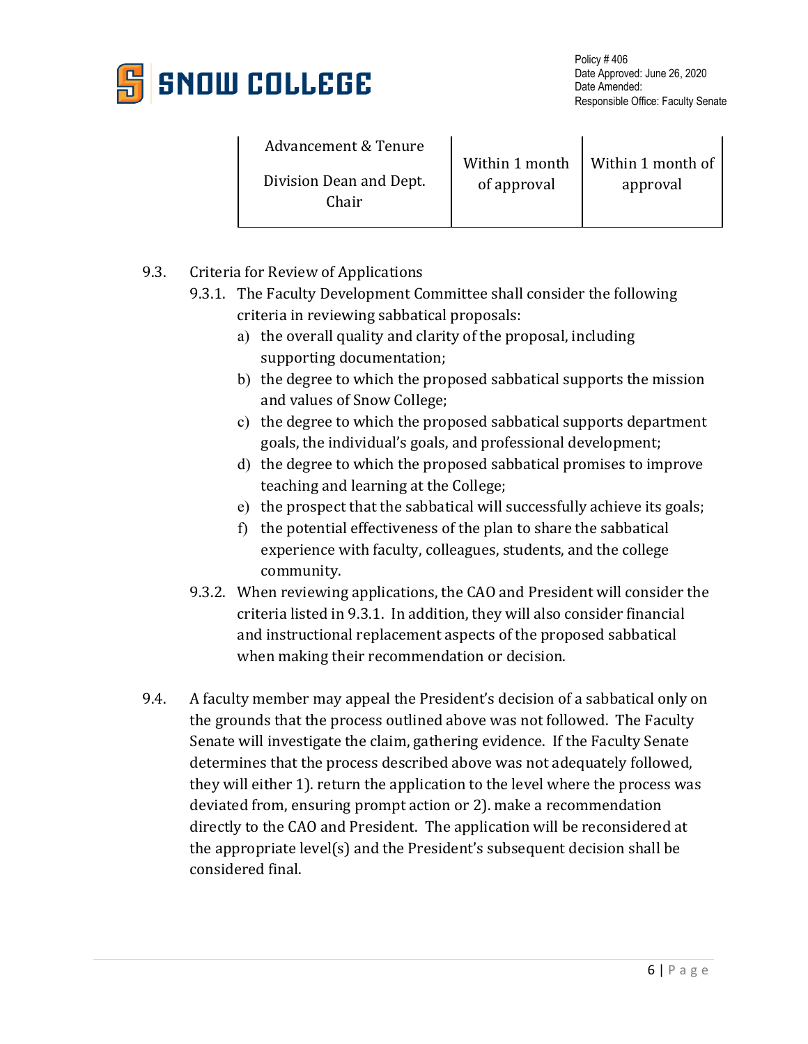| | | |
|---|---|---|
| Advancement & Tenure<br><br>Division Dean and Dept. Chair | Within 1 month of approval | Within 1 month of approval |

9.3. Criteria for Review of Applications

9.3.1. The Faculty Development Committee shall consider the following criteria in reviewing sabbatical proposals:

a) the overall quality and clarity of the proposal, including supporting documentation;

b) the degree to which the proposed sabbatical supports the mission and values of Snow College;

c) the degree to which the proposed sabbatical supports department goals, the individual's goals, and professional development;

d) the degree to which the proposed sabbatical promises to improve teaching and learning at the College;

e) the prospect that the sabbatical will successfully achieve its goals;

f) the potential effectiveness of the plan to share the sabbatical experience with faculty, colleagues, students, and the college community.

9.3.2. When reviewing applications, the CAO and President will consider the criteria listed in 9.3.1. In addition, they will also consider financial and instructional replacement aspects of the proposed sabbatical when making their recommendation or decision.

9.4. A faculty member may appeal the President's decision of a sabbatical only on the grounds that the process outlined above was not followed. The Faculty Senate will investigate the claim, gathering evidence. If the Faculty Senate determines that the process described above was not adequately followed, they will either 1). return the application to the level where the process was deviated from, ensuring prompt action or 2). make a recommendation directly to the CAO and President. The application will be reconsidered at the appropriate level(s) and the President's subsequent decision shall be considered final.